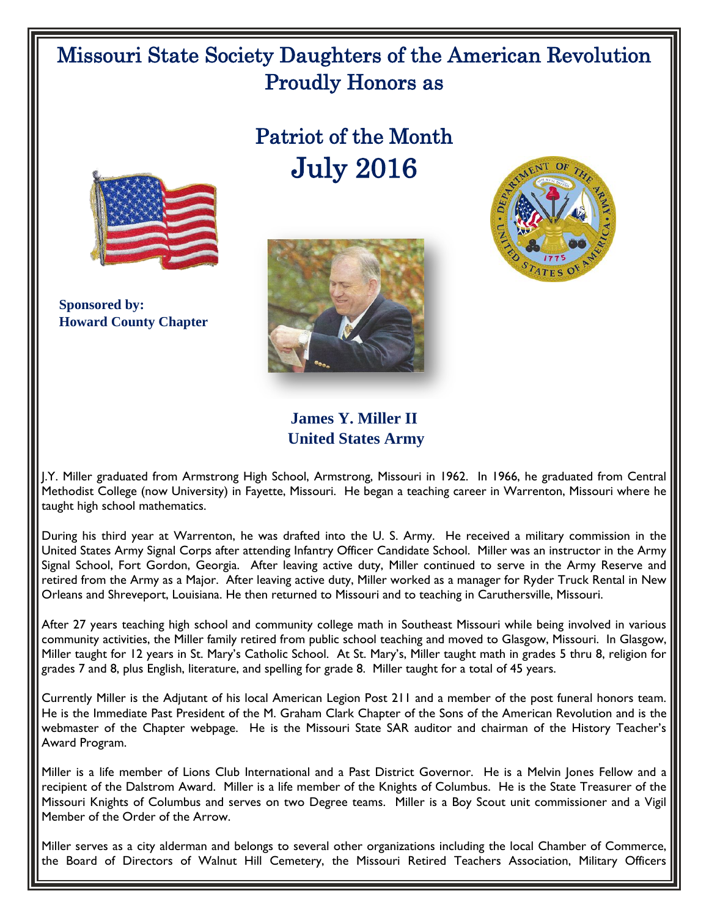# Missouri State Society Daughters of the American Revolution Proudly Honors as

## Patriot of the Month
## July 2016

**Sponsored by:**
**Howard County Chapter**

**James Y. Miller II**
**United States Army**

J.Y. Miller graduated from Armstrong High School, Armstrong, Missouri in 1962. In 1966, he graduated from Central Methodist College (now University) in Fayette, Missouri. He began a teaching career in Warrenton, Missouri where he taught high school mathematics.

During his third year at Warrenton, he was drafted into the U. S. Army. He received a military commission in the United States Army Signal Corps after attending Infantry Officer Candidate School. Miller was an instructor in the Army Signal School, Fort Gordon, Georgia. After leaving active duty, Miller continued to serve in the Army Reserve and retired from the Army as a Major. After leaving active duty, Miller worked as a manager for Ryder Truck Rental in New Orleans and Shreveport, Louisiana. He then returned to Missouri and to teaching in Caruthersville, Missouri.

After 27 years teaching high school and community college math in Southeast Missouri while being involved in various community activities, the Miller family retired from public school teaching and moved to Glasgow, Missouri. In Glasgow, Miller taught for 12 years in St. Mary's Catholic School. At St. Mary's, Miller taught math in grades 5 thru 8, religion for grades 7 and 8, plus English, literature, and spelling for grade 8. Miller taught for a total of 45 years.

Currently Miller is the Adjutant of his local American Legion Post 211 and a member of the post funeral honors team. He is the Immediate Past President of the M. Graham Clark Chapter of the Sons of the American Revolution and is the webmaster of the Chapter webpage. He is the Missouri State SAR auditor and chairman of the History Teacher's Award Program.

Miller is a life member of Lions Club International and a Past District Governor. He is a Melvin Jones Fellow and a recipient of the Dalstrom Award. Miller is a life member of the Knights of Columbus. He is the State Treasurer of the Missouri Knights of Columbus and serves on two Degree teams. Miller is a Boy Scout unit commissioner and a Vigil Member of the Order of the Arrow.

Miller serves as a city alderman and belongs to several other organizations including the local Chamber of Commerce, the Board of Directors of Walnut Hill Cemetery, the Missouri Retired Teachers Association, Military Officers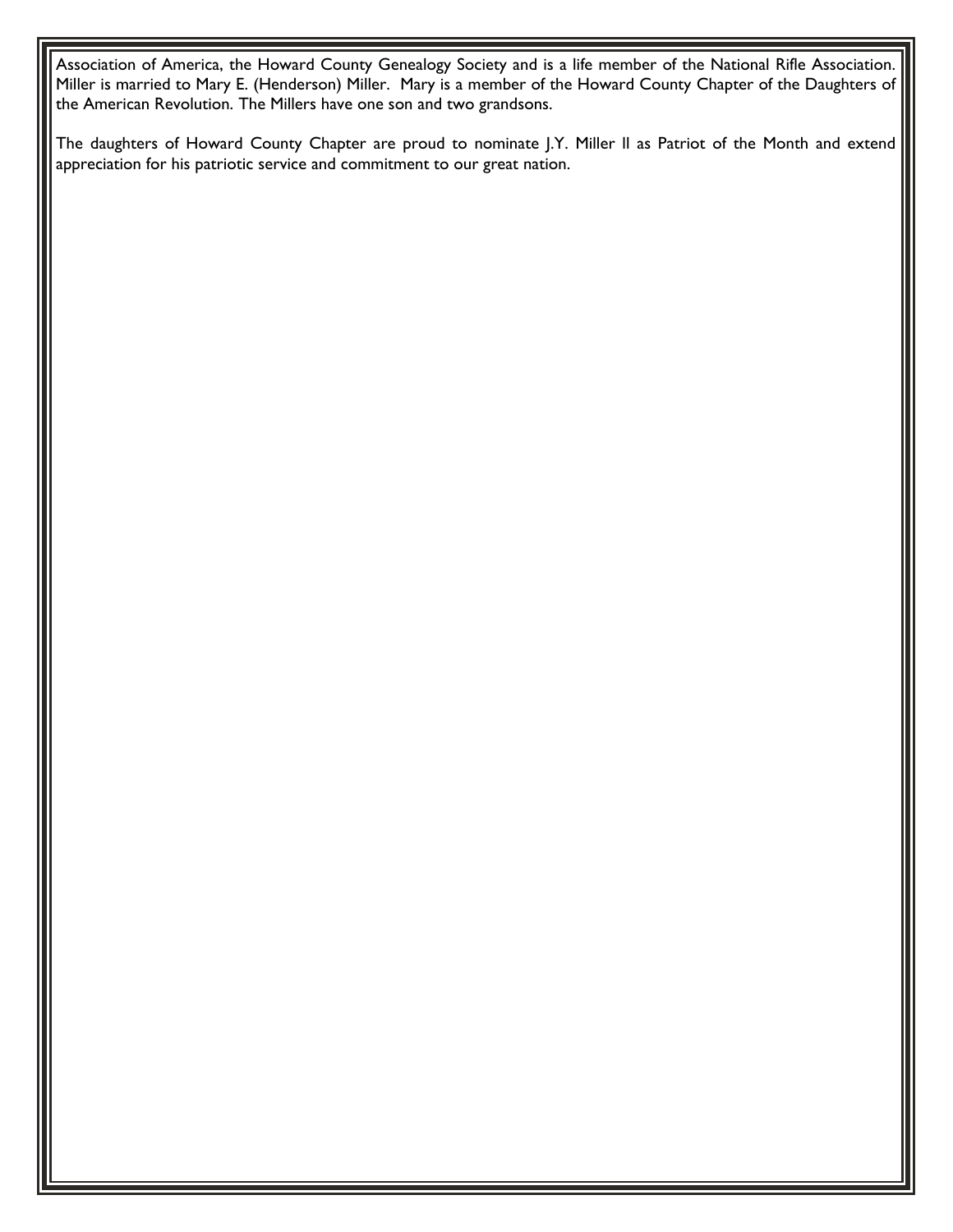Association of America, the Howard County Genealogy Society and is a life member of the National Rifle Association. Miller is married to Mary E. (Henderson) Miller. Mary is a member of the Howard County Chapter of the Daughters of the American Revolution. The Millers have one son and two grandsons.

The daughters of Howard County Chapter are proud to nominate J.Y. Miller II as Patriot of the Month and extend appreciation for his patriotic service and commitment to our great nation.